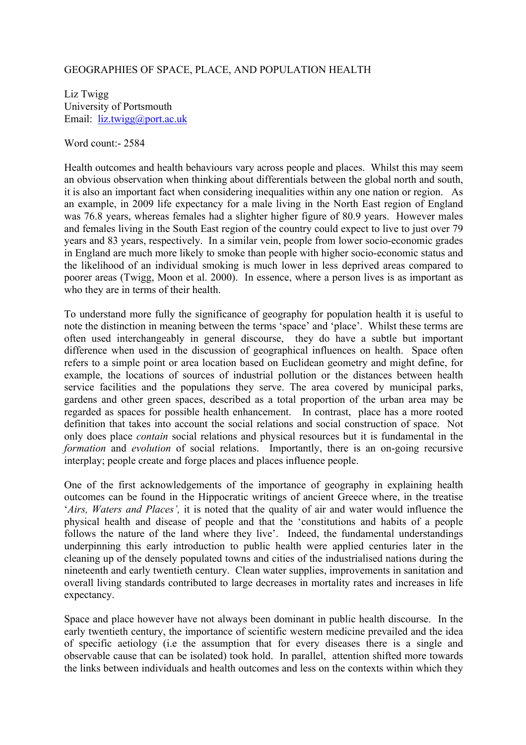# GEOGRAPHIES OF SPACE, PLACE, AND POPULATION HEALTH

Liz Twigg
University of Portsmouth
Email: liz.twigg@port.ac.uk

Word count:- 2584

Health outcomes and health behaviours vary across people and places. Whilst this may seem an obvious observation when thinking about differentials between the global north and south, it is also an important fact when considering inequalities within any one nation or region. As an example, in 2009 life expectancy for a male living in the North East region of England was 76.8 years, whereas females had a slighter higher figure of 80.9 years. However males and females living in the South East region of the country could expect to live to just over 79 years and 83 years, respectively. In a similar vein, people from lower socio-economic grades in England are much more likely to smoke than people with higher socio-economic status and the likelihood of an individual smoking is much lower in less deprived areas compared to poorer areas (Twigg, Moon et al. 2000). In essence, where a person lives is as important as who they are in terms of their health.

To understand more fully the significance of geography for population health it is useful to note the distinction in meaning between the terms 'space' and 'place'. Whilst these terms are often used interchangeably in general discourse, they do have a subtle but important difference when used in the discussion of geographical influences on health. Space often refers to a simple point or area location based on Euclidean geometry and might define, for example, the locations of sources of industrial pollution or the distances between health service facilities and the populations they serve. The area covered by municipal parks, gardens and other green spaces, described as a total proportion of the urban area may be regarded as spaces for possible health enhancement. In contrast, place has a more rooted definition that takes into account the social relations and social construction of space. Not only does place *contain* social relations and physical resources but it is fundamental in the *formation* and *evolution* of social relations. Importantly, there is an on-going recursive interplay; people create and forge places and places influence people.

One of the first acknowledgements of the importance of geography in explaining health outcomes can be found in the Hippocratic writings of ancient Greece where, in the treatise '*Airs, Waters and Places',* it is noted that the quality of air and water would influence the physical health and disease of people and that the 'constitutions and habits of a people follows the nature of the land where they live'. Indeed, the fundamental understandings underpinning this early introduction to public health were applied centuries later in the cleaning up of the densely populated towns and cities of the industrialised nations during the nineteenth and early twentieth century. Clean water supplies, improvements in sanitation and overall living standards contributed to large decreases in mortality rates and increases in life expectancy.

Space and place however have not always been dominant in public health discourse. In the early twentieth century, the importance of scientific western medicine prevailed and the idea of specific aetiology (i.e the assumption that for every diseases there is a single and observable cause that can be isolated) took hold. In parallel, attention shifted more towards the links between individuals and health outcomes and less on the contexts within which they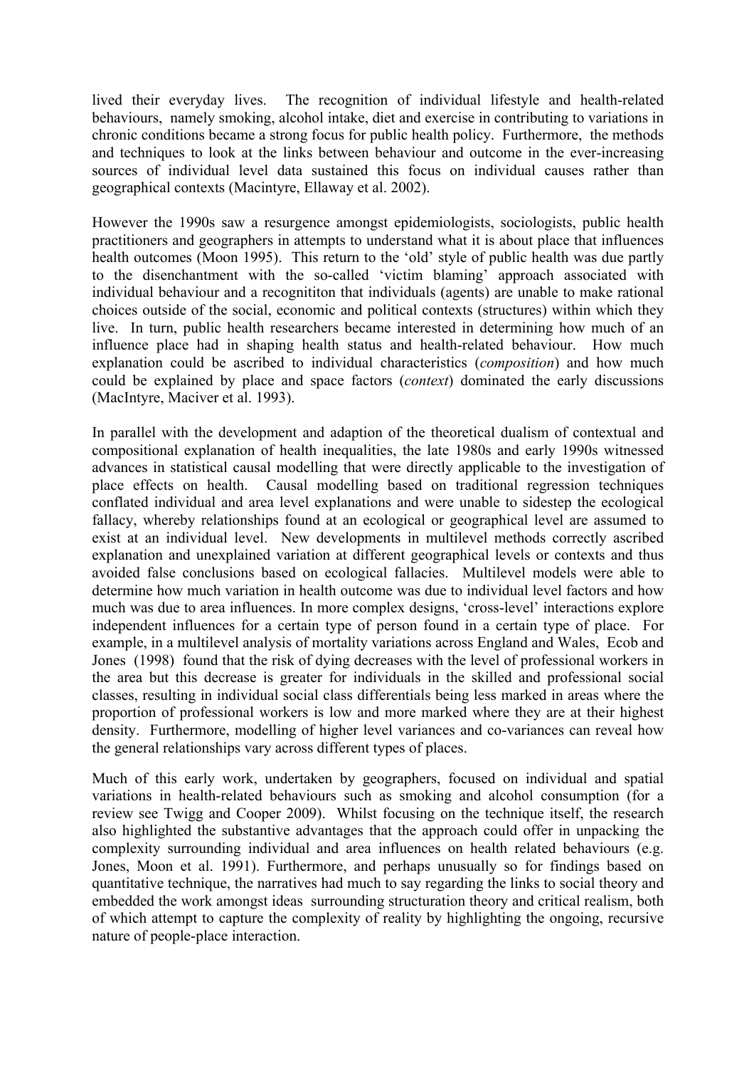lived their everyday lives. The recognition of individual lifestyle and health-related behaviours, namely smoking, alcohol intake, diet and exercise in contributing to variations in chronic conditions became a strong focus for public health policy. Furthermore, the methods and techniques to look at the links between behaviour and outcome in the ever-increasing sources of individual level data sustained this focus on individual causes rather than geographical contexts (Macintyre, Ellaway et al. 2002).

However the 1990s saw a resurgence amongst epidemiologists, sociologists, public health practitioners and geographers in attempts to understand what it is about place that influences health outcomes (Moon 1995). This return to the 'old' style of public health was due partly to the disenchantment with the so-called 'victim blaming' approach associated with individual behaviour and a recognititon that individuals (agents) are unable to make rational choices outside of the social, economic and political contexts (structures) within which they live. In turn, public health researchers became interested in determining how much of an influence place had in shaping health status and health-related behaviour. How much explanation could be ascribed to individual characteristics (*composition*) and how much could be explained by place and space factors (*context*) dominated the early discussions (MacIntyre, Maciver et al. 1993).

In parallel with the development and adaption of the theoretical dualism of contextual and compositional explanation of health inequalities, the late 1980s and early 1990s witnessed advances in statistical causal modelling that were directly applicable to the investigation of place effects on health. Causal modelling based on traditional regression techniques conflated individual and area level explanations and were unable to sidestep the ecological fallacy, whereby relationships found at an ecological or geographical level are assumed to exist at an individual level. New developments in multilevel methods correctly ascribed explanation and unexplained variation at different geographical levels or contexts and thus avoided false conclusions based on ecological fallacies. Multilevel models were able to determine how much variation in health outcome was due to individual level factors and how much was due to area influences. In more complex designs, 'cross-level' interactions explore independent influences for a certain type of person found in a certain type of place. For example, in a multilevel analysis of mortality variations across England and Wales, Ecob and Jones (1998) found that the risk of dying decreases with the level of professional workers in the area but this decrease is greater for individuals in the skilled and professional social classes, resulting in individual social class differentials being less marked in areas where the proportion of professional workers is low and more marked where they are at their highest density. Furthermore, modelling of higher level variances and co-variances can reveal how the general relationships vary across different types of places.

Much of this early work, undertaken by geographers, focused on individual and spatial variations in health-related behaviours such as smoking and alcohol consumption (for a review see Twigg and Cooper 2009). Whilst focusing on the technique itself, the research also highlighted the substantive advantages that the approach could offer in unpacking the complexity surrounding individual and area influences on health related behaviours (e.g. Jones, Moon et al. 1991). Furthermore, and perhaps unusually so for findings based on quantitative technique, the narratives had much to say regarding the links to social theory and embedded the work amongst ideas surrounding structuration theory and critical realism, both of which attempt to capture the complexity of reality by highlighting the ongoing, recursive nature of people-place interaction.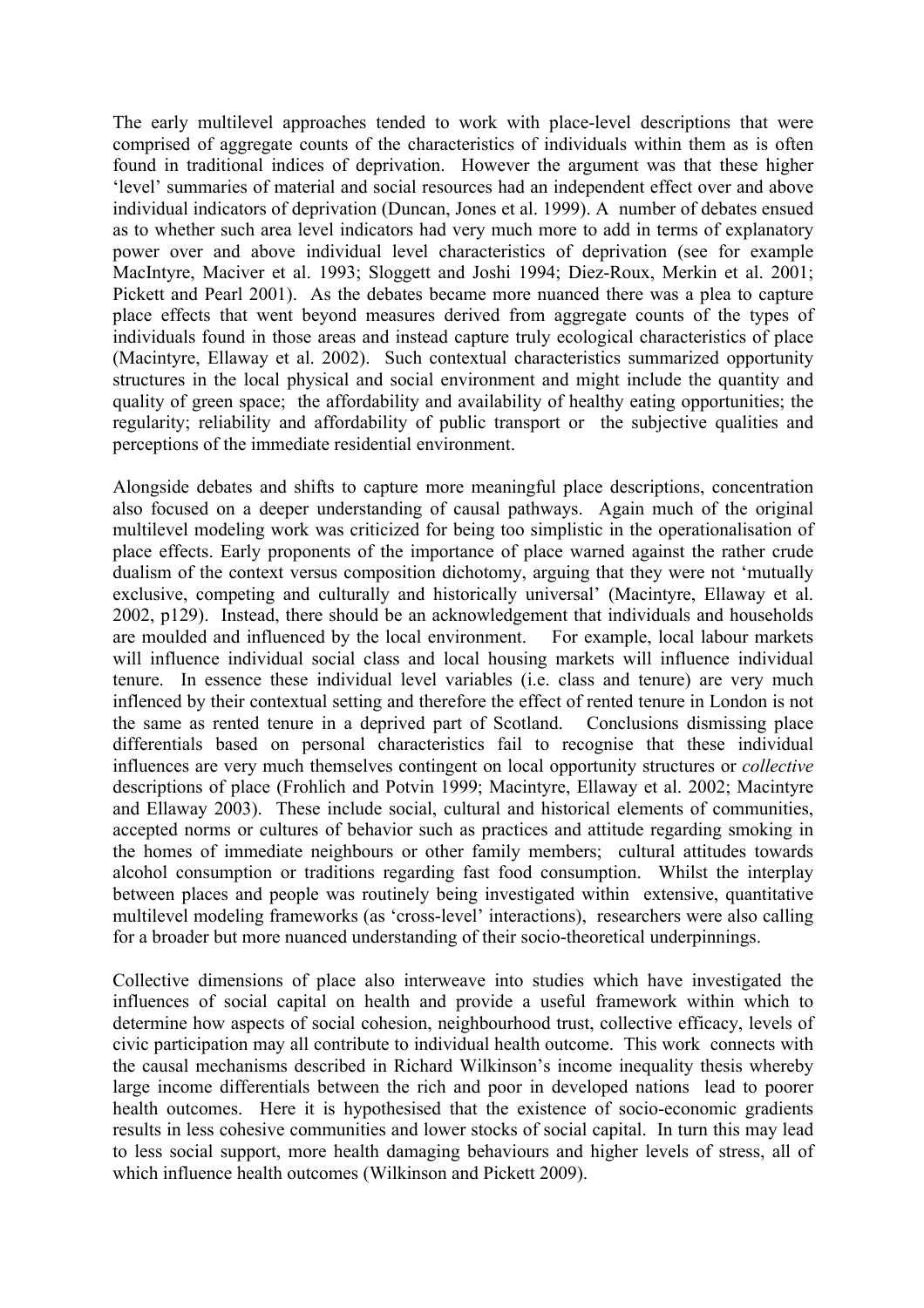The early multilevel approaches tended to work with place-level descriptions that were comprised of aggregate counts of the characteristics of individuals within them as is often found in traditional indices of deprivation. However the argument was that these higher 'level' summaries of material and social resources had an independent effect over and above individual indicators of deprivation (Duncan, Jones et al. 1999). A number of debates ensued as to whether such area level indicators had very much more to add in terms of explanatory power over and above individual level characteristics of deprivation (see for example MacIntyre, Maciver et al. 1993; Sloggett and Joshi 1994; Diez-Roux, Merkin et al. 2001; Pickett and Pearl 2001). As the debates became more nuanced there was a plea to capture place effects that went beyond measures derived from aggregate counts of the types of individuals found in those areas and instead capture truly ecological characteristics of place (Macintyre, Ellaway et al. 2002). Such contextual characteristics summarized opportunity structures in the local physical and social environment and might include the quantity and quality of green space; the affordability and availability of healthy eating opportunities; the regularity; reliability and affordability of public transport or the subjective qualities and perceptions of the immediate residential environment.

Alongside debates and shifts to capture more meaningful place descriptions, concentration also focused on a deeper understanding of causal pathways. Again much of the original multilevel modeling work was criticized for being too simplistic in the operationalisation of place effects. Early proponents of the importance of place warned against the rather crude dualism of the context versus composition dichotomy, arguing that they were not 'mutually exclusive, competing and culturally and historically universal' (Macintyre, Ellaway et al. 2002, p129). Instead, there should be an acknowledgement that individuals and households are moulded and influenced by the local environment. For example, local labour markets will influence individual social class and local housing markets will influence individual tenure. In essence these individual level variables (i.e. class and tenure) are very much inflenced by their contextual setting and therefore the effect of rented tenure in London is not the same as rented tenure in a deprived part of Scotland. Conclusions dismissing place differentials based on personal characteristics fail to recognise that these individual influences are very much themselves contingent on local opportunity structures or *collective* descriptions of place (Frohlich and Potvin 1999; Macintyre, Ellaway et al. 2002; Macintyre and Ellaway 2003). These include social, cultural and historical elements of communities, accepted norms or cultures of behavior such as practices and attitude regarding smoking in the homes of immediate neighbours or other family members; cultural attitudes towards alcohol consumption or traditions regarding fast food consumption. Whilst the interplay between places and people was routinely being investigated within extensive, quantitative multilevel modeling frameworks (as 'cross-level' interactions), researchers were also calling for a broader but more nuanced understanding of their socio-theoretical underpinnings.

Collective dimensions of place also interweave into studies which have investigated the influences of social capital on health and provide a useful framework within which to determine how aspects of social cohesion, neighbourhood trust, collective efficacy, levels of civic participation may all contribute to individual health outcome. This work connects with the causal mechanisms described in Richard Wilkinson's income inequality thesis whereby large income differentials between the rich and poor in developed nations lead to poorer health outcomes. Here it is hypothesised that the existence of socio-economic gradients results in less cohesive communities and lower stocks of social capital. In turn this may lead to less social support, more health damaging behaviours and higher levels of stress, all of which influence health outcomes (Wilkinson and Pickett 2009).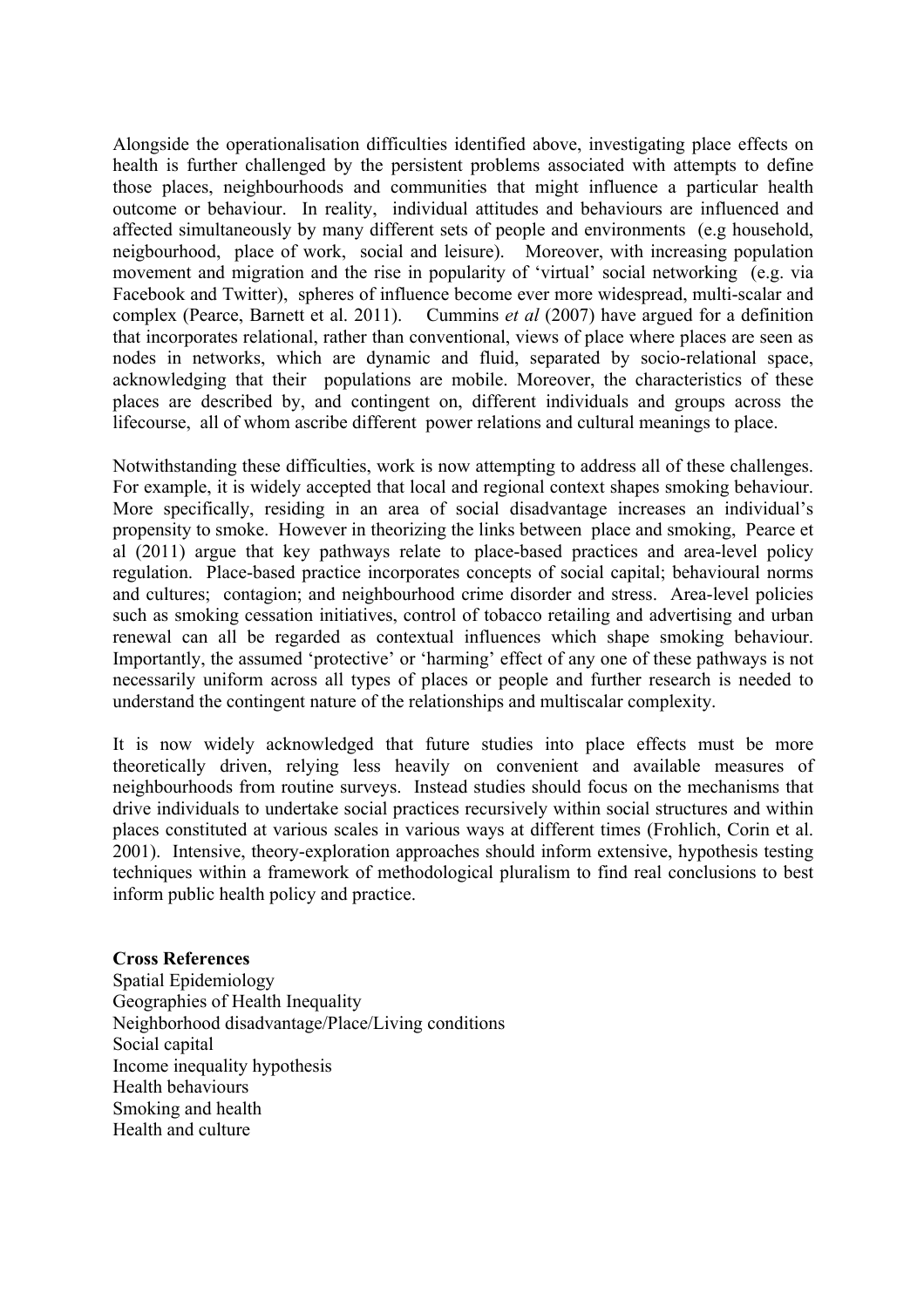Alongside the operationalisation difficulties identified above, investigating place effects on health is further challenged by the persistent problems associated with attempts to define those places, neighbourhoods and communities that might influence a particular health outcome or behaviour. In reality, individual attitudes and behaviours are influenced and affected simultaneously by many different sets of people and environments (e.g household, neigbourhood, place of work, social and leisure). Moreover, with increasing population movement and migration and the rise in popularity of 'virtual' social networking (e.g. via Facebook and Twitter), spheres of influence become ever more widespread, multi-scalar and complex (Pearce, Barnett et al. 2011). Cummins *et al* (2007) have argued for a definition that incorporates relational, rather than conventional, views of place where places are seen as nodes in networks, which are dynamic and fluid, separated by socio-relational space, acknowledging that their populations are mobile. Moreover, the characteristics of these places are described by, and contingent on, different individuals and groups across the lifecourse, all of whom ascribe different power relations and cultural meanings to place.

Notwithstanding these difficulties, work is now attempting to address all of these challenges. For example, it is widely accepted that local and regional context shapes smoking behaviour. More specifically, residing in an area of social disadvantage increases an individual's propensity to smoke. However in theorizing the links between place and smoking, Pearce et al (2011) argue that key pathways relate to place-based practices and area-level policy regulation. Place-based practice incorporates concepts of social capital; behavioural norms and cultures; contagion; and neighbourhood crime disorder and stress. Area-level policies such as smoking cessation initiatives, control of tobacco retailing and advertising and urban renewal can all be regarded as contextual influences which shape smoking behaviour. Importantly, the assumed 'protective' or 'harming' effect of any one of these pathways is not necessarily uniform across all types of places or people and further research is needed to understand the contingent nature of the relationships and multiscalar complexity.

It is now widely acknowledged that future studies into place effects must be more theoretically driven, relying less heavily on convenient and available measures of neighbourhoods from routine surveys. Instead studies should focus on the mechanisms that drive individuals to undertake social practices recursively within social structures and within places constituted at various scales in various ways at different times (Frohlich, Corin et al. 2001). Intensive, theory-exploration approaches should inform extensive, hypothesis testing techniques within a framework of methodological pluralism to find real conclusions to best inform public health policy and practice.

**Cross References**

Spatial Epidemiology
Geographies of Health Inequality
Neighborhood disadvantage/Place/Living conditions
Social capital
Income inequality hypothesis
Health behaviours
Smoking and health
Health and culture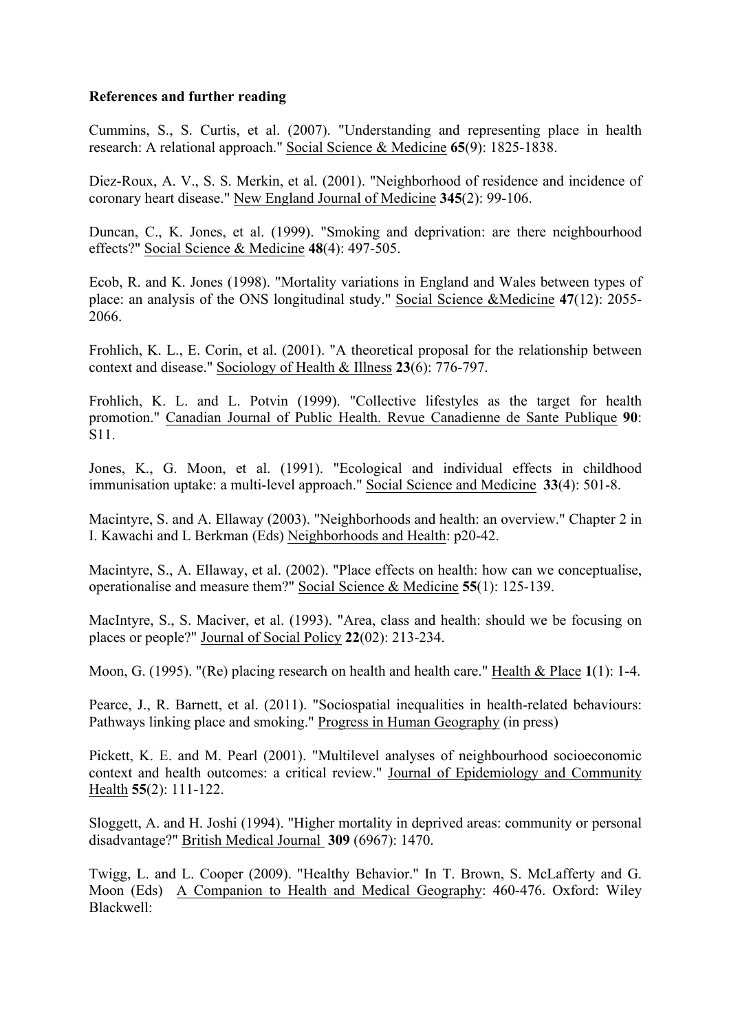**References and further reading**

Cummins, S., S. Curtis, et al. (2007). "Understanding and representing place in health research: A relational approach." Social Science & Medicine **65**(9): 1825-1838.

Diez-Roux, A. V., S. S. Merkin, et al. (2001). "Neighborhood of residence and incidence of coronary heart disease." New England Journal of Medicine **345**(2): 99-106.

Duncan, C., K. Jones, et al. (1999). "Smoking and deprivation: are there neighbourhood effects?" Social Science & Medicine **48**(4): 497-505.

Ecob, R. and K. Jones (1998). "Mortality variations in England and Wales between types of place: an analysis of the ONS longitudinal study." Social Science &Medicine **47**(12): 2055-2066.

Frohlich, K. L., E. Corin, et al. (2001). "A theoretical proposal for the relationship between context and disease." Sociology of Health & Illness **23**(6): 776-797.

Frohlich, K. L. and L. Potvin (1999). "Collective lifestyles as the target for health promotion." Canadian Journal of Public Health. Revue Canadienne de Sante Publique **90**: S11.

Jones, K., G. Moon, et al. (1991). "Ecological and individual effects in childhood immunisation uptake: a multi-level approach." Social Science and Medicine **33**(4): 501-8.

Macintyre, S. and A. Ellaway (2003). "Neighborhoods and health: an overview." Chapter 2 in I. Kawachi and L Berkman (Eds) Neighborhoods and Health: p20-42.

Macintyre, S., A. Ellaway, et al. (2002). "Place effects on health: how can we conceptualise, operationalise and measure them?" Social Science & Medicine **55**(1): 125-139.

MacIntyre, S., S. Maciver, et al. (1993). "Area, class and health: should we be focusing on places or people?" Journal of Social Policy **22**(02): 213-234.

Moon, G. (1995). "(Re) placing research on health and health care." Health & Place **1**(1): 1-4.

Pearce, J., R. Barnett, et al. (2011). "Sociospatial inequalities in health-related behaviours: Pathways linking place and smoking." Progress in Human Geography (in press)

Pickett, K. E. and M. Pearl (2001). "Multilevel analyses of neighbourhood socioeconomic context and health outcomes: a critical review." Journal of Epidemiology and Community Health **55**(2): 111-122.

Sloggett, A. and H. Joshi (1994). "Higher mortality in deprived areas: community or personal disadvantage?" British Medical Journal **309** (6967): 1470.

Twigg, L. and L. Cooper (2009). "Healthy Behavior." In T. Brown, S. McLafferty and G. Moon (Eds) A Companion to Health and Medical Geography: 460-476. Oxford: Wiley Blackwell: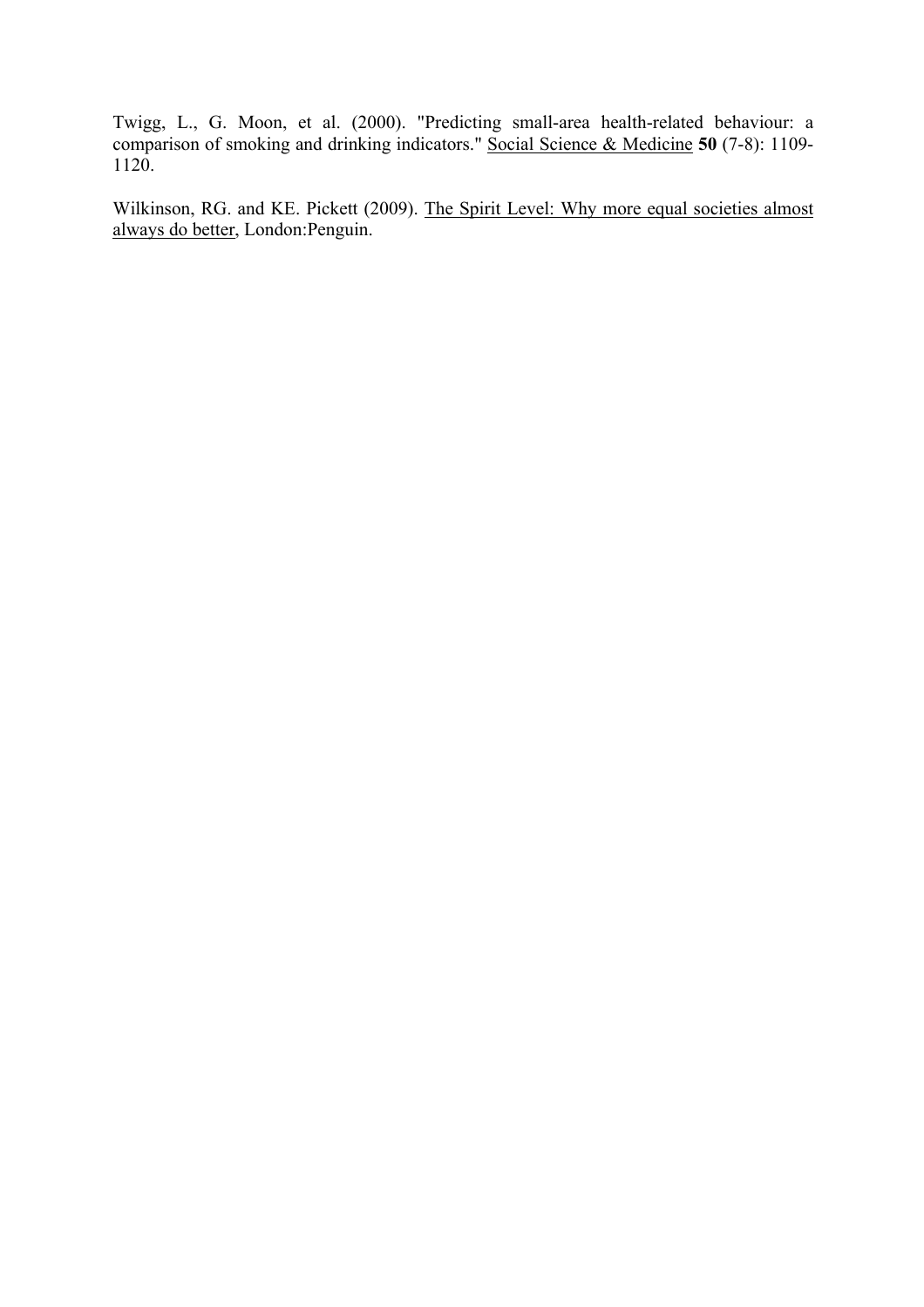Twigg, L., G. Moon, et al. (2000). "Predicting small-area health-related behaviour: a comparison of smoking and drinking indicators." Social Science & Medicine **50** (7-8): 1109-1120.

Wilkinson, RG. and KE. Pickett (2009). The Spirit Level: Why more equal societies almost always do better, London:Penguin.